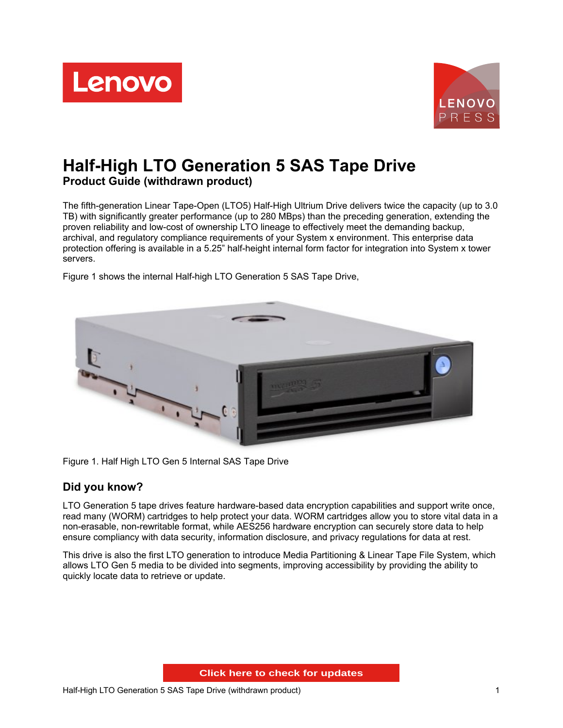# Half-High LTO Generation 5 SAS Tape Drive

**Product Guide (withdrawn product)**

The fifth-generation Linear Tape-Open (LTO5) Half-High Ultrium Drive delivers twice the capacity (up to 3.0 TB) with significantly greater performance (up to 280 MBps) than the preceding generation, extending the proven reliability and low-cost of ownership LTO lineage to effectively meet the demanding backup, archival, and regulatory compliance requirements of your System x environment. This enterprise data protection offering is available in a 5.25" half-height internal form factor for integration into System x tower servers.

Figure 1 shows the internal Half-high LTO Generation 5 SAS Tape Drive,

Figure 1. Half High LTO Gen 5 Internal SAS Tape Drive

## Did you know?

LTO Generation 5 tape drives feature hardware-based data encryption capabilities and support write once, read many (WORM) cartridges to help protect your data. WORM cartridges allow you to store vital data in a non-erasable, non-rewritable format, while AES256 hardware encryption can securely store data to help ensure compliancy with data security, information disclosure, and privacy regulations for data at rest.

This drive is also the first LTO generation to introduce Media Partitioning & Linear Tape File System, which allows LTO Gen 5 media to be divided into segments, improving accessibility by providing the ability to quickly locate data to retrieve or update.

Click here to check for updates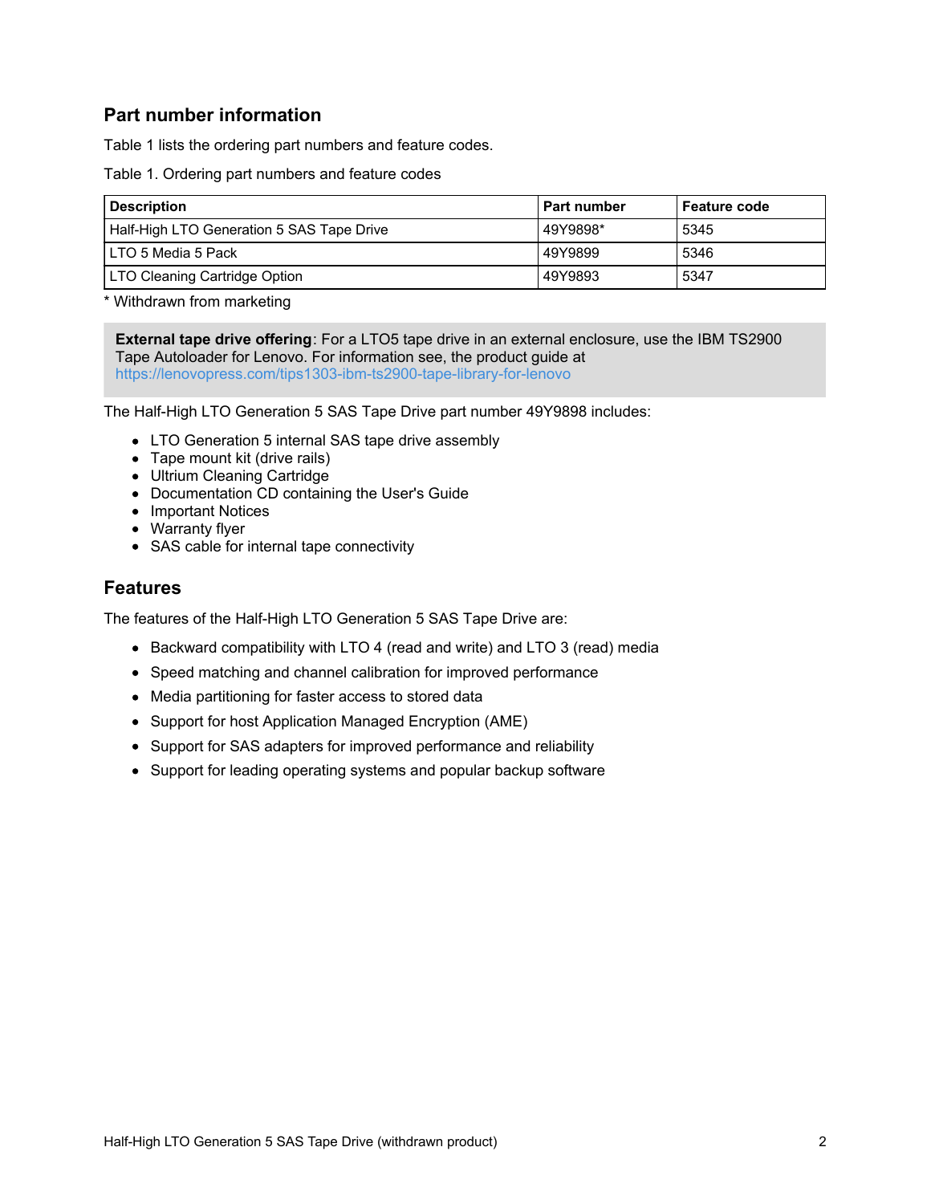## Part number information

Table 1 lists the ordering part numbers and feature codes.

Table 1. Ordering part numbers and feature codes

| Description | Part number | Feature code |
|---|---|---|
| Half-High LTO Generation 5 SAS Tape Drive | 49Y9898* | 5345 |
| LTO 5 Media 5 Pack | 49Y9899 | 5346 |
| LTO Cleaning Cartridge Option | 49Y9893 | 5347 |

* Withdrawn from marketing

**External tape drive offering**: For a LTO5 tape drive in an external enclosure, use the IBM TS2900 Tape Autoloader for Lenovo. For information see, the product guide at https://lenovopress.com/tips1303-ibm-ts2900-tape-library-for-lenovo

The Half-High LTO Generation 5 SAS Tape Drive part number 49Y9898 includes:

- LTO Generation 5 internal SAS tape drive assembly
- Tape mount kit (drive rails)
- Ultrium Cleaning Cartridge
- Documentation CD containing the User's Guide
- Important Notices
- Warranty flyer
- SAS cable for internal tape connectivity

## Features

The features of the Half-High LTO Generation 5 SAS Tape Drive are:

- Backward compatibility with LTO 4 (read and write) and LTO 3 (read) media
- Speed matching and channel calibration for improved performance
- Media partitioning for faster access to stored data
- Support for host Application Managed Encryption (AME)
- Support for SAS adapters for improved performance and reliability
- Support for leading operating systems and popular backup software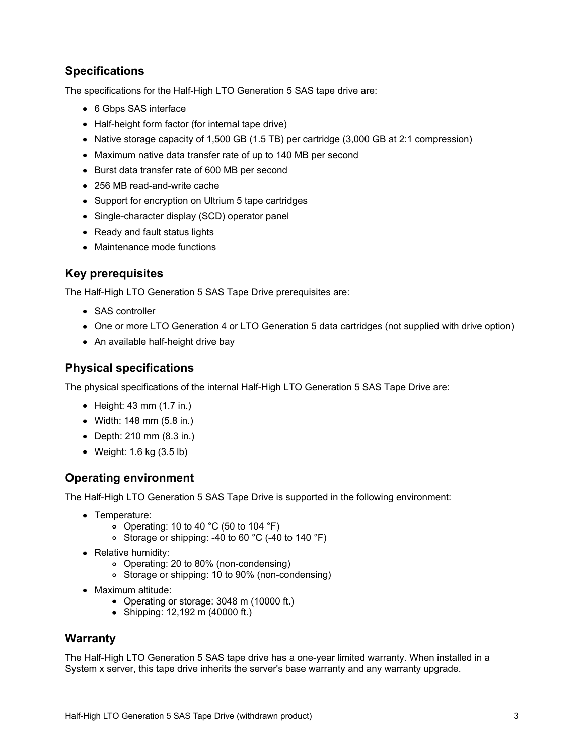## Specifications

The specifications for the Half-High LTO Generation 5 SAS tape drive are:

- 6 Gbps SAS interface
- Half-height form factor (for internal tape drive)
- Native storage capacity of 1,500 GB (1.5 TB) per cartridge (3,000 GB at 2:1 compression)
- Maximum native data transfer rate of up to 140 MB per second
- Burst data transfer rate of 600 MB per second
- 256 MB read-and-write cache
- Support for encryption on Ultrium 5 tape cartridges
- Single-character display (SCD) operator panel
- Ready and fault status lights
- Maintenance mode functions

## Key prerequisites

The Half-High LTO Generation 5 SAS Tape Drive prerequisites are:

- SAS controller
- One or more LTO Generation 4 or LTO Generation 5 data cartridges (not supplied with drive option)
- An available half-height drive bay

## Physical specifications

The physical specifications of the internal Half-High LTO Generation 5 SAS Tape Drive are:

- Height: 43 mm (1.7 in.)
- Width: 148 mm (5.8 in.)
- Depth: 210 mm (8.3 in.)
- Weight: 1.6 kg (3.5 lb)

## Operating environment

The Half-High LTO Generation 5 SAS Tape Drive is supported in the following environment:

- Temperature:
  - Operating: 10 to 40 °C (50 to 104 °F)
  - Storage or shipping: -40 to 60 °C (-40 to 140 °F)
- Relative humidity:
  - Operating: 20 to 80% (non-condensing)
  - Storage or shipping: 10 to 90% (non-condensing)
- Maximum altitude:
  - Operating or storage: 3048 m (10000 ft.)
  - Shipping: 12,192 m (40000 ft.)

## Warranty

The Half-High LTO Generation 5 SAS tape drive has a one-year limited warranty. When installed in a System x server, this tape drive inherits the server's base warranty and any warranty upgrade.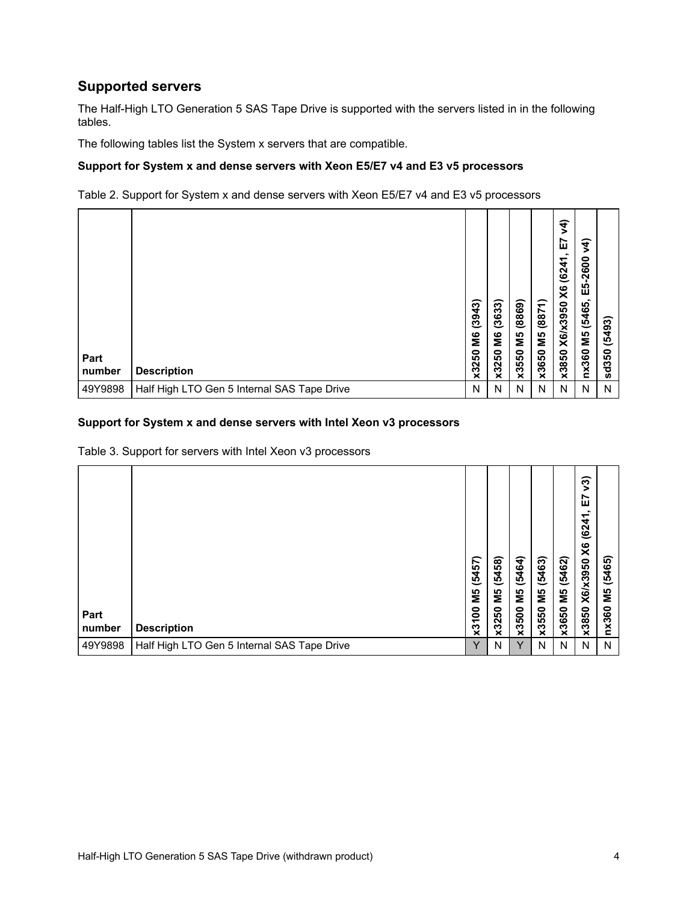## Supported servers

The Half-High LTO Generation 5 SAS Tape Drive is supported with the servers listed in in the following tables.

The following tables list the System x servers that are compatible.

### Support for System x and dense servers with Xeon E5/E7 v4 and E3 v5 processors

Table 2. Support for System x and dense servers with Xeon E5/E7 v4 and E3 v5 processors

| Part number | Description | x3250 M6 (3943) | x3250 M6 (3633) | x3550 M5 (8869) | x3650 M5 (8871) | x3850 X6/x3950 X6 (6241, E7 v4) | nx360 M5 (5465, E5-2600 v4) | sd350 (5493) |
|---|---|---|---|---|---|---|---|---|
| 49Y9898 | Half High LTO Gen 5 Internal SAS Tape Drive | N | N | N | N | N | N | N |

### Support for System x and dense servers with Intel Xeon v3 processors

Table 3. Support for servers with Intel Xeon v3 processors

| Part number | Description | x3100 M5 (5457) | x3250 M5 (5458) | x3500 M5 (5464) | x3550 M5 (5463) | x3650 M5 (5462) | x3850 X6/x3950 X6 (6241, E7 v3) | nx360 M5 (5465) |
|---|---|---|---|---|---|---|---|---|
| 49Y9898 | Half High LTO Gen 5 Internal SAS Tape Drive | Y | N | Y | N | N | N | N |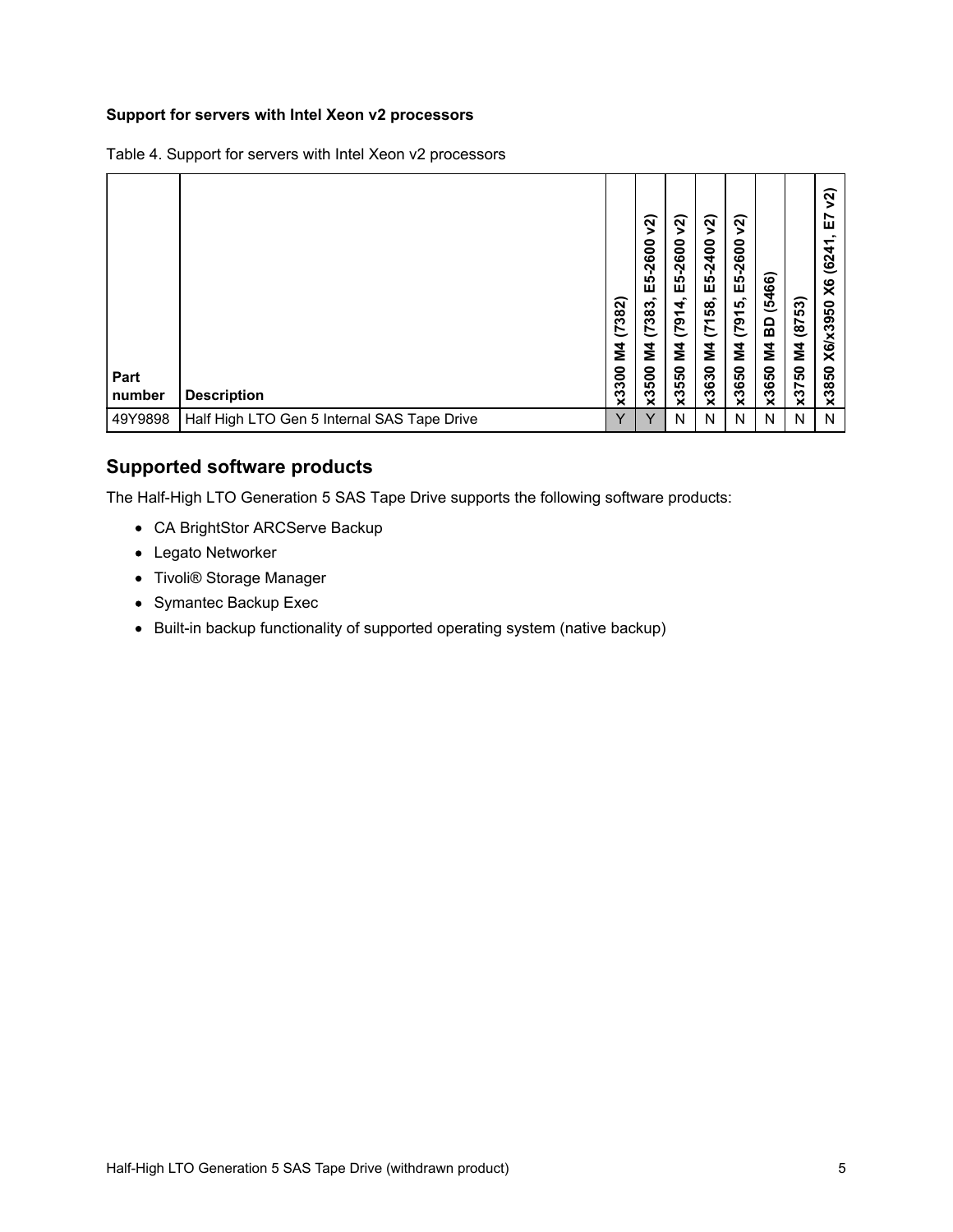**Support for servers with Intel Xeon v2 processors**

Table 4. Support for servers with Intel Xeon v2 processors

| Part number | Description | x3300 M4 (7382) | x3500 M4 (7383, E5-2600 v2) | x3550 M4 (7914, E5-2600 v2) | x3630 M4 (7158, E5-2400 v2) | x3650 M4 (7915, E5-2600 v2) | x3650 M4 BD (5466) | x3750 M4 (8753) | x3850 X6/x3950 X6 (6241, E7 v2) |
|---|---|---|---|---|---|---|---|---|---|
| 49Y9898 | Half High LTO Gen 5 Internal SAS Tape Drive | Y | Y | N | N | N | N | N | N |

## Supported software products

The Half-High LTO Generation 5 SAS Tape Drive supports the following software products:

- CA BrightStor ARCServe Backup
- Legato Networker
- Tivoli® Storage Manager
- Symantec Backup Exec
- Built-in backup functionality of supported operating system (native backup)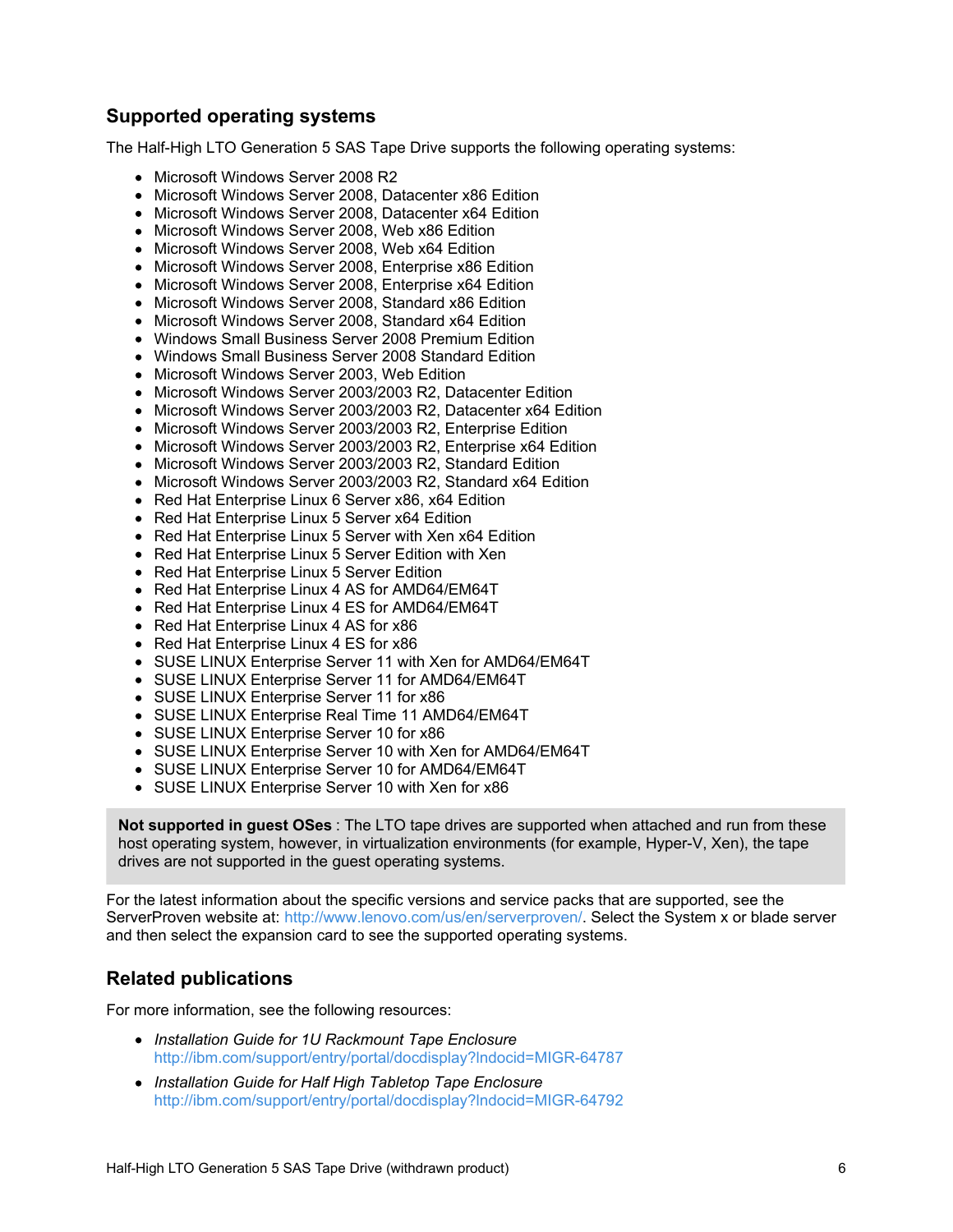## Supported operating systems

The Half-High LTO Generation 5 SAS Tape Drive supports the following operating systems:

- Microsoft Windows Server 2008 R2
- Microsoft Windows Server 2008, Datacenter x86 Edition
- Microsoft Windows Server 2008, Datacenter x64 Edition
- Microsoft Windows Server 2008, Web x86 Edition
- Microsoft Windows Server 2008, Web x64 Edition
- Microsoft Windows Server 2008, Enterprise x86 Edition
- Microsoft Windows Server 2008, Enterprise x64 Edition
- Microsoft Windows Server 2008, Standard x86 Edition
- Microsoft Windows Server 2008, Standard x64 Edition
- Windows Small Business Server 2008 Premium Edition
- Windows Small Business Server 2008 Standard Edition
- Microsoft Windows Server 2003, Web Edition
- Microsoft Windows Server 2003/2003 R2, Datacenter Edition
- Microsoft Windows Server 2003/2003 R2, Datacenter x64 Edition
- Microsoft Windows Server 2003/2003 R2, Enterprise Edition
- Microsoft Windows Server 2003/2003 R2, Enterprise x64 Edition
- Microsoft Windows Server 2003/2003 R2, Standard Edition
- Microsoft Windows Server 2003/2003 R2, Standard x64 Edition
- Red Hat Enterprise Linux 6 Server x86, x64 Edition
- Red Hat Enterprise Linux 5 Server x64 Edition
- Red Hat Enterprise Linux 5 Server with Xen x64 Edition
- Red Hat Enterprise Linux 5 Server Edition with Xen
- Red Hat Enterprise Linux 5 Server Edition
- Red Hat Enterprise Linux 4 AS for AMD64/EM64T
- Red Hat Enterprise Linux 4 ES for AMD64/EM64T
- Red Hat Enterprise Linux 4 AS for x86
- Red Hat Enterprise Linux 4 ES for x86
- SUSE LINUX Enterprise Server 11 with Xen for AMD64/EM64T
- SUSE LINUX Enterprise Server 11 for AMD64/EM64T
- SUSE LINUX Enterprise Server 11 for x86
- SUSE LINUX Enterprise Real Time 11 AMD64/EM64T
- SUSE LINUX Enterprise Server 10 for x86
- SUSE LINUX Enterprise Server 10 with Xen for AMD64/EM64T
- SUSE LINUX Enterprise Server 10 for AMD64/EM64T
- SUSE LINUX Enterprise Server 10 with Xen for x86

**Not supported in guest OSes** : The LTO tape drives are supported when attached and run from these host operating system, however, in virtualization environments (for example, Hyper-V, Xen), the tape drives are not supported in the guest operating systems.

For the latest information about the specific versions and service packs that are supported, see the ServerProven website at: http://www.lenovo.com/us/en/serverproven/. Select the System x or blade server and then select the expansion card to see the supported operating systems.

## Related publications

For more information, see the following resources:

- *Installation Guide for 1U Rackmount Tape Enclosure*
  http://ibm.com/support/entry/portal/docdisplay?lndocid=MIGR-64787
- *Installation Guide for Half High Tabletop Tape Enclosure*
  http://ibm.com/support/entry/portal/docdisplay?lndocid=MIGR-64792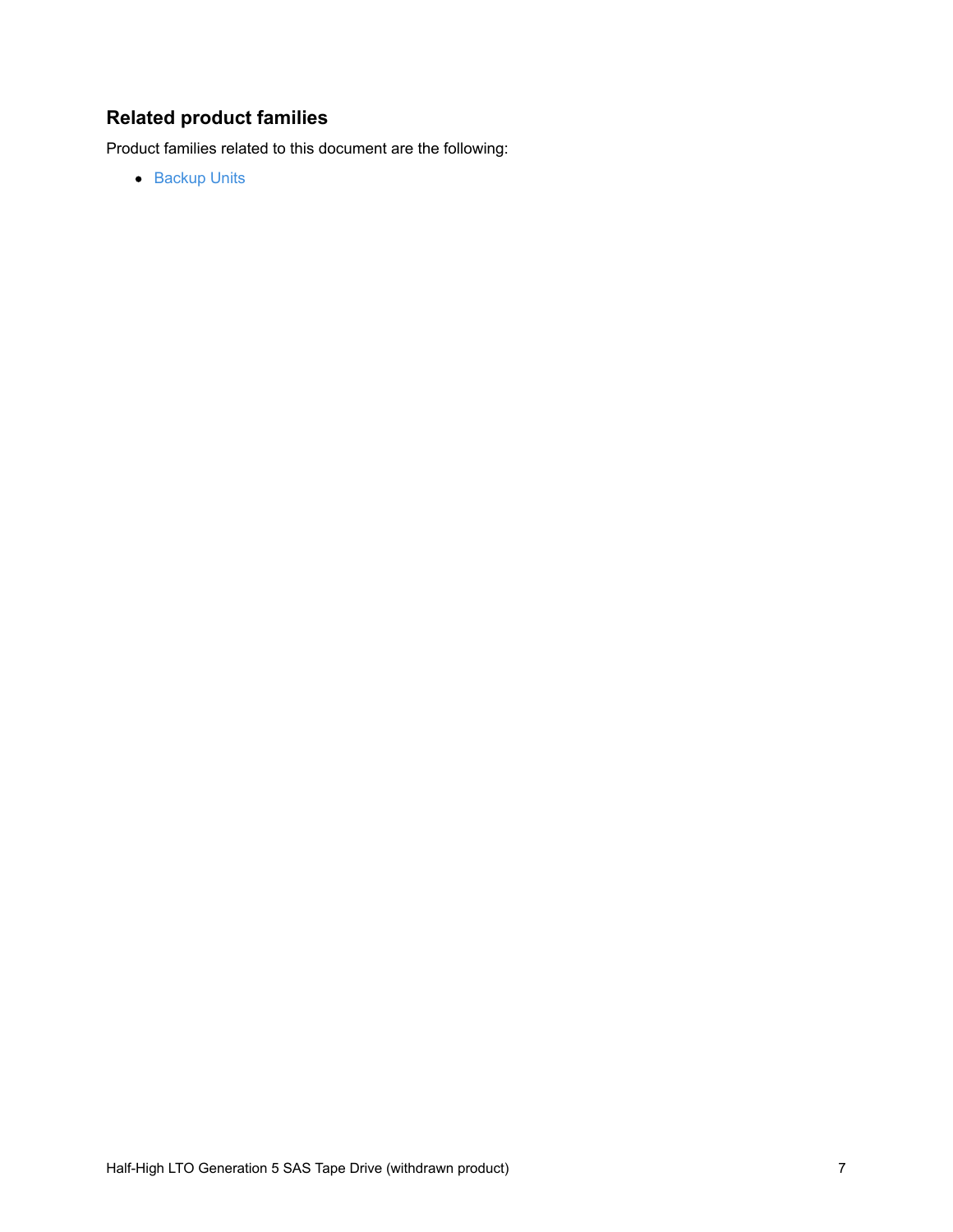## Related product families

Product families related to this document are the following:

- Backup Units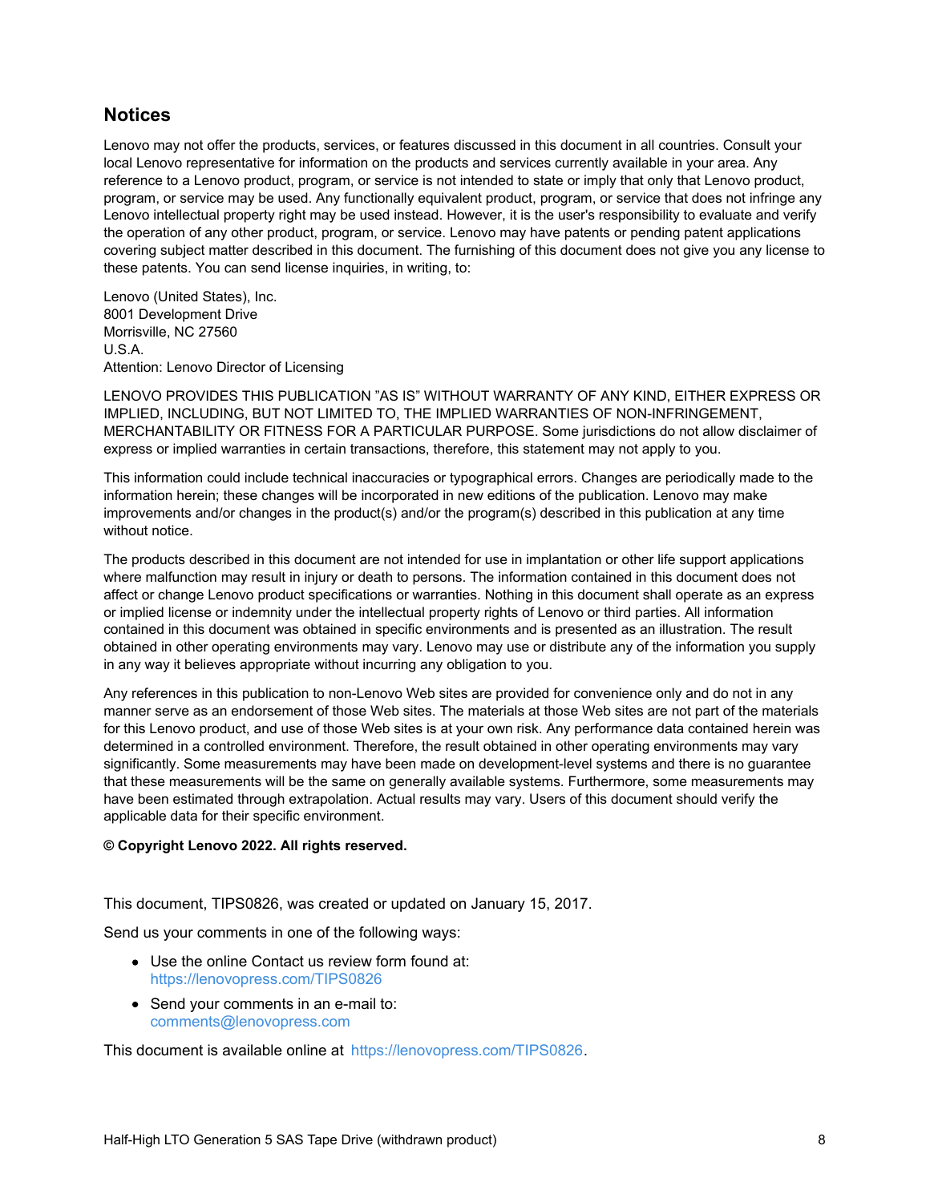## Notices

Lenovo may not offer the products, services, or features discussed in this document in all countries. Consult your local Lenovo representative for information on the products and services currently available in your area. Any reference to a Lenovo product, program, or service is not intended to state or imply that only that Lenovo product, program, or service may be used. Any functionally equivalent product, program, or service that does not infringe any Lenovo intellectual property right may be used instead. However, it is the user's responsibility to evaluate and verify the operation of any other product, program, or service. Lenovo may have patents or pending patent applications covering subject matter described in this document. The furnishing of this document does not give you any license to these patents. You can send license inquiries, in writing, to:

Lenovo (United States), Inc.
8001 Development Drive
Morrisville, NC 27560
U.S.A.
Attention: Lenovo Director of Licensing

LENOVO PROVIDES THIS PUBLICATION "AS IS" WITHOUT WARRANTY OF ANY KIND, EITHER EXPRESS OR IMPLIED, INCLUDING, BUT NOT LIMITED TO, THE IMPLIED WARRANTIES OF NON-INFRINGEMENT, MERCHANTABILITY OR FITNESS FOR A PARTICULAR PURPOSE. Some jurisdictions do not allow disclaimer of express or implied warranties in certain transactions, therefore, this statement may not apply to you.

This information could include technical inaccuracies or typographical errors. Changes are periodically made to the information herein; these changes will be incorporated in new editions of the publication. Lenovo may make improvements and/or changes in the product(s) and/or the program(s) described in this publication at any time without notice.

The products described in this document are not intended for use in implantation or other life support applications where malfunction may result in injury or death to persons. The information contained in this document does not affect or change Lenovo product specifications or warranties. Nothing in this document shall operate as an express or implied license or indemnity under the intellectual property rights of Lenovo or third parties. All information contained in this document was obtained in specific environments and is presented as an illustration. The result obtained in other operating environments may vary. Lenovo may use or distribute any of the information you supply in any way it believes appropriate without incurring any obligation to you.

Any references in this publication to non-Lenovo Web sites are provided for convenience only and do not in any manner serve as an endorsement of those Web sites. The materials at those Web sites are not part of the materials for this Lenovo product, and use of those Web sites is at your own risk. Any performance data contained herein was determined in a controlled environment. Therefore, the result obtained in other operating environments may vary significantly. Some measurements may have been made on development-level systems and there is no guarantee that these measurements will be the same on generally available systems. Furthermore, some measurements may have been estimated through extrapolation. Actual results may vary. Users of this document should verify the applicable data for their specific environment.

**© Copyright Lenovo 2022. All rights reserved.**

This document, TIPS0826, was created or updated on January 15, 2017.

Send us your comments in one of the following ways:

- Use the online Contact us review form found at:
  https://lenovopress.com/TIPS0826
- Send your comments in an e-mail to:
  comments@lenovopress.com

This document is available online at https://lenovopress.com/TIPS0826.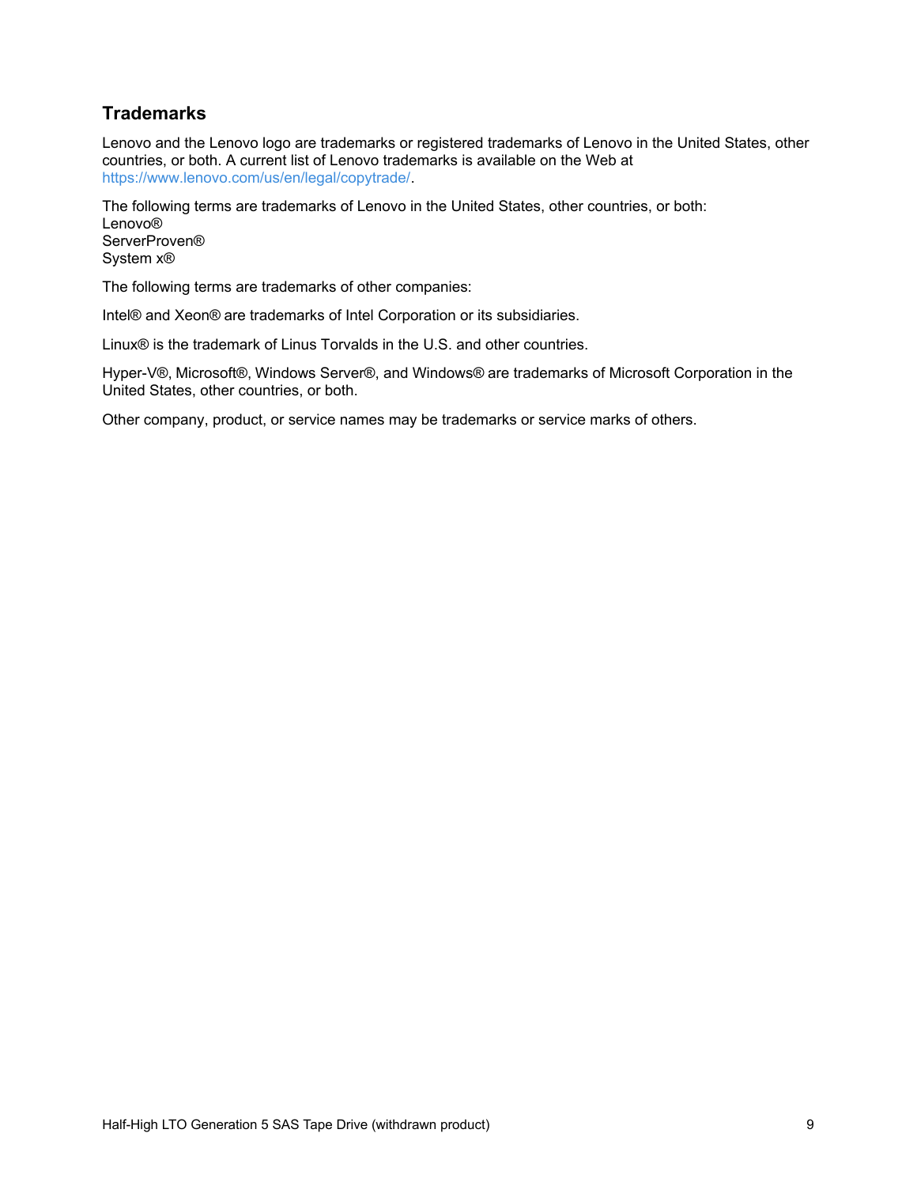## Trademarks

Lenovo and the Lenovo logo are trademarks or registered trademarks of Lenovo in the United States, other countries, or both. A current list of Lenovo trademarks is available on the Web at https://www.lenovo.com/us/en/legal/copytrade/.

The following terms are trademarks of Lenovo in the United States, other countries, or both:
Lenovo®
ServerProven®
System x®

The following terms are trademarks of other companies:

Intel® and Xeon® are trademarks of Intel Corporation or its subsidiaries.

Linux® is the trademark of Linus Torvalds in the U.S. and other countries.

Hyper-V®, Microsoft®, Windows Server®, and Windows® are trademarks of Microsoft Corporation in the United States, other countries, or both.

Other company, product, or service names may be trademarks or service marks of others.